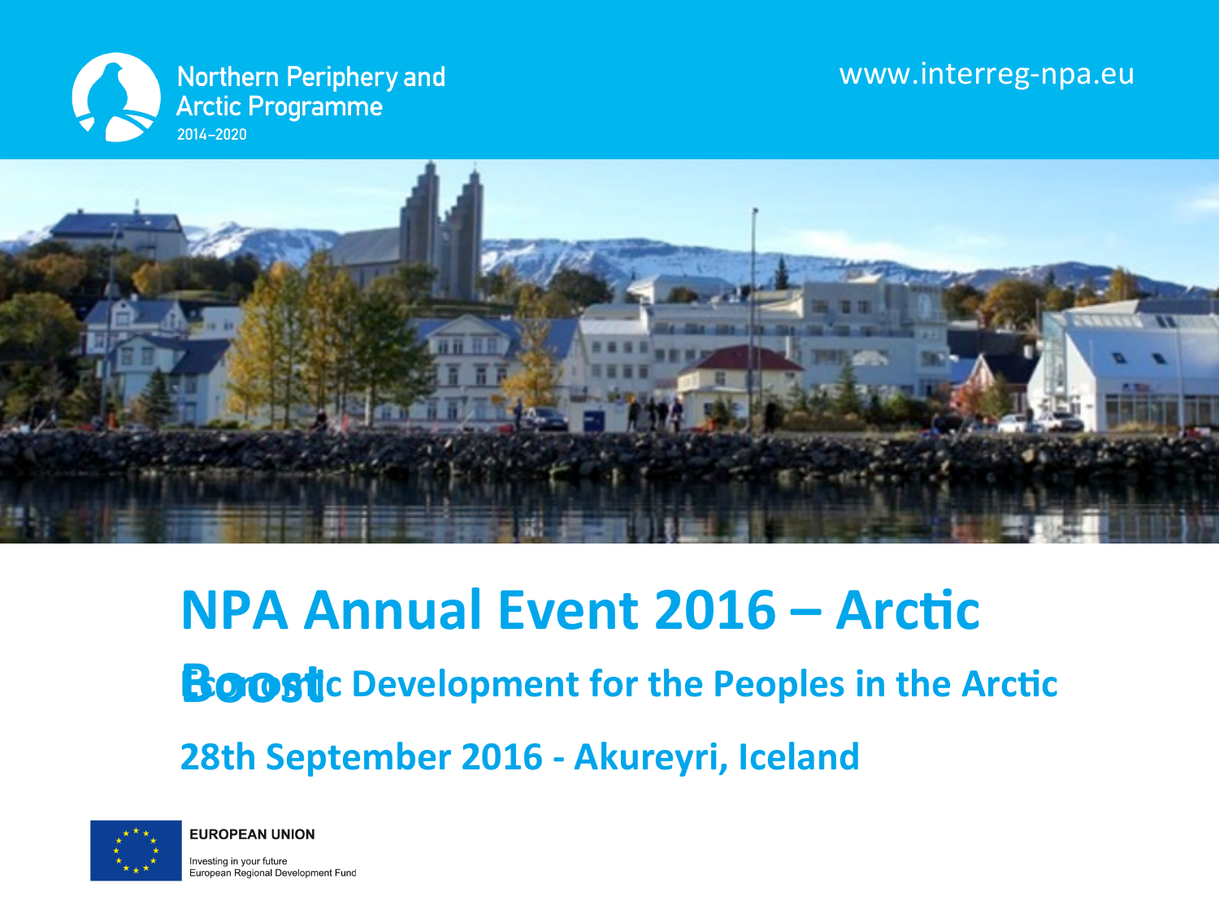Northern Periphery and Arctic Programme
2014–2020

www.interreg-npa.eu

# NPA Annual Event 2016 – Arctic Boost

## Economic Development for the Peoples in the Arctic

## 28th September 2016 - Akureyri, Iceland

**EUROPEAN UNION**

Investing in your future
European Regional Development Fund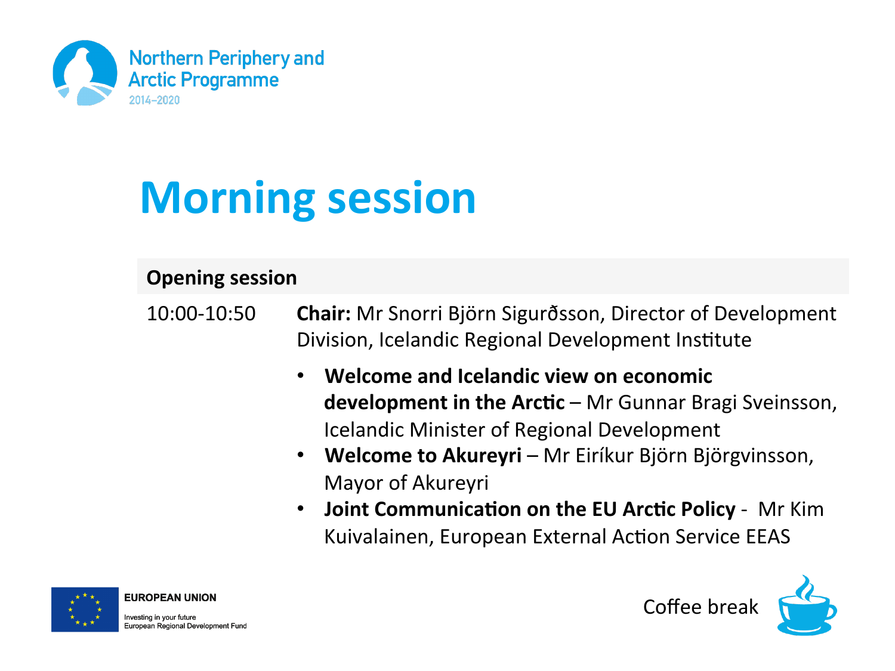Northern Periphery and Arctic Programme 2014–2020

# Morning session

## Opening session

10:00-10:50 **Chair:** Mr Snorri Björn Sigurðsson, Director of Development Division, Icelandic Regional Development Institute

- **Welcome and Icelandic view on economic development in the Arctic** – Mr Gunnar Bragi Sveinsson, Icelandic Minister of Regional Development
- **Welcome to Akureyri** – Mr Eiríkur Björn Björgvinsson, Mayor of Akureyri
- **Joint Communication on the EU Arctic Policy** - Mr Kim Kuivalainen, European External Action Service EEAS

EUROPEAN UNION

Investing in your future
European Regional Development Fund

Coffee break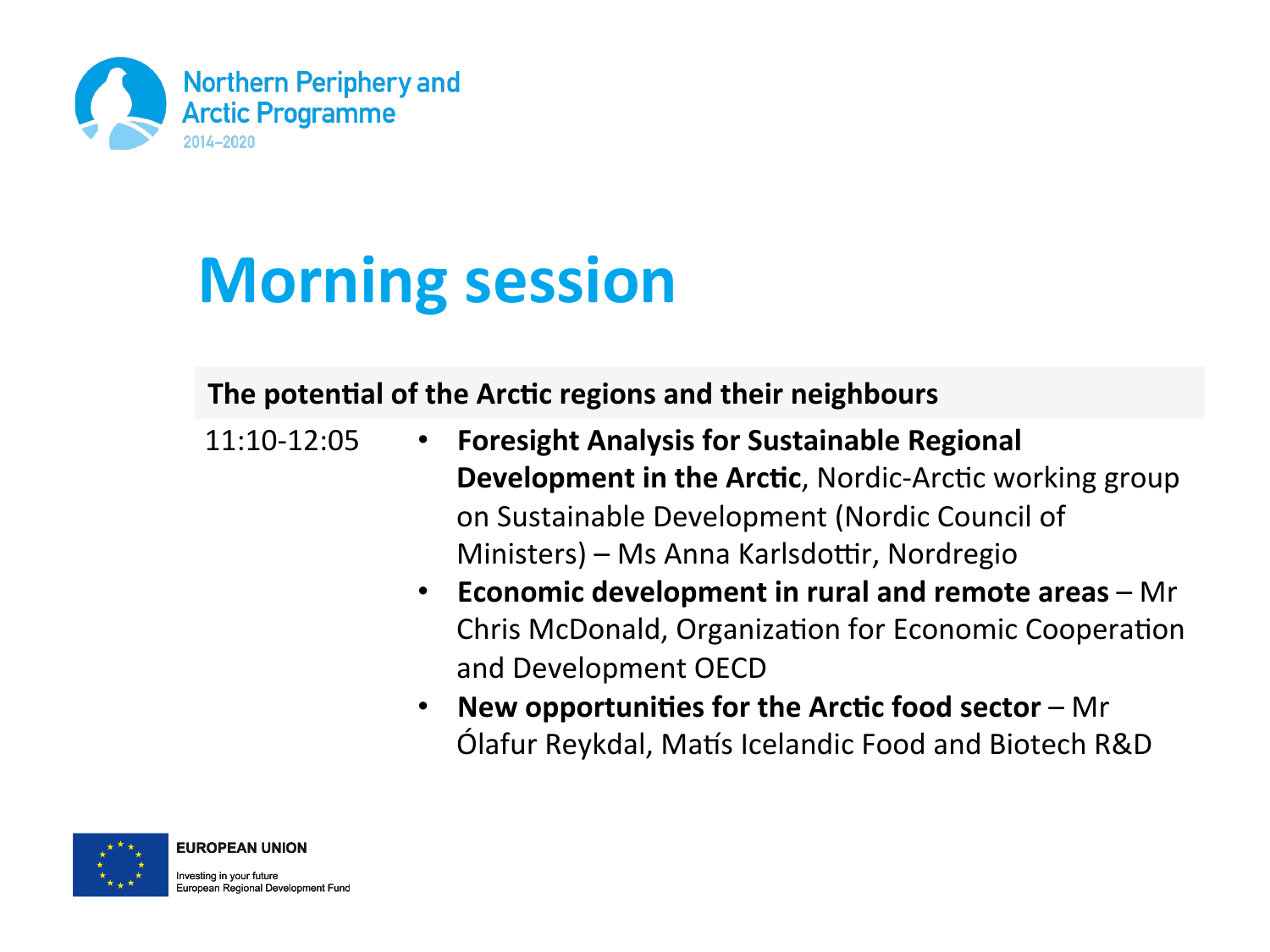# Morning session

**The potential of the Arctic regions and their neighbours**

11:10-12:05

- **Foresight Analysis for Sustainable Regional Development in the Arctic**, Nordic-Arctic working group on Sustainable Development (Nordic Council of Ministers) – Ms Anna Karlsdottir, Nordregio
- **Economic development in rural and remote areas** – Mr Chris McDonald, Organization for Economic Cooperation and Development OECD
- **New opportunities for the Arctic food sector** – Mr Ólafur Reykdal, Matís Icelandic Food and Biotech R&D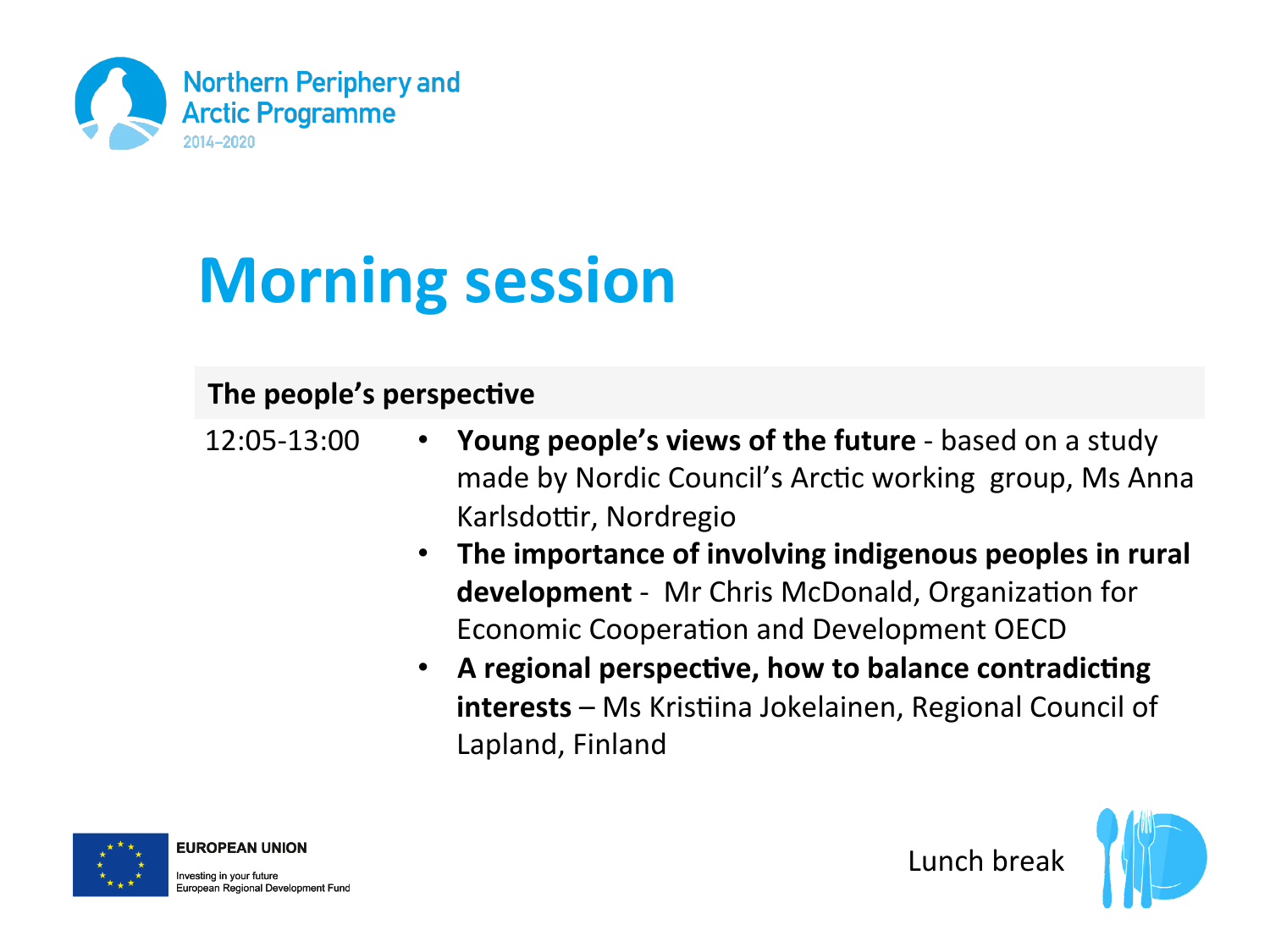Northern Periphery and Arctic Programme 2014–2020

# Morning session

| The people's perspective | |
|---|---|
| 12:05-13:00 | • **Young people's views of the future** - based on a study made by Nordic Council's Arctic working group, Ms Anna Karlsdottir, Nordregio<br>• **The importance of involving indigenous peoples in rural development** - Mr Chris McDonald, Organization for Economic Cooperation and Development OECD<br>• **A regional perspective, how to balance contradicting interests** – Ms Kristiina Jokelainen, Regional Council of Lapland, Finland |

EUROPEAN UNION

Investing in your future
European Regional Development Fund

Lunch break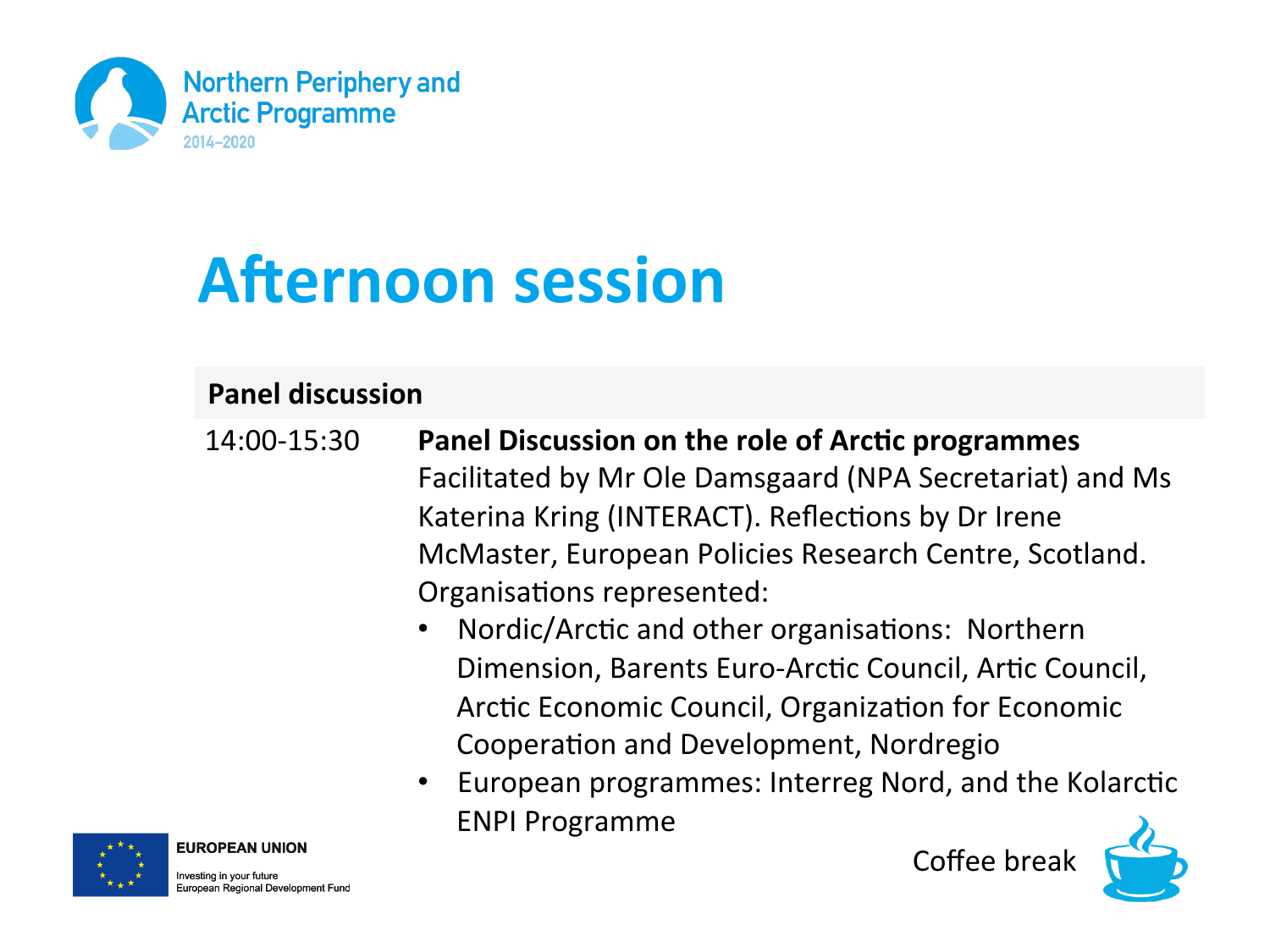# Afternoon session

| Panel discussion | |
|---|---|
| 14:00-15:30 | **Panel Discussion on the role of Arctic programmes** Facilitated by Mr Ole Damsgaard (NPA Secretariat) and Ms Katerina Kring (INTERACT). Reflections by Dr Irene McMaster, European Policies Research Centre, Scotland. Organisations represented: <br>• Nordic/Arctic and other organisations: Northern Dimension, Barents Euro-Arctic Council, Artic Council, Arctic Economic Council, Organization for Economic Cooperation and Development, Nordregio <br>• European programmes: Interreg Nord, and the Kolarctic ENPI Programme |

Coffee break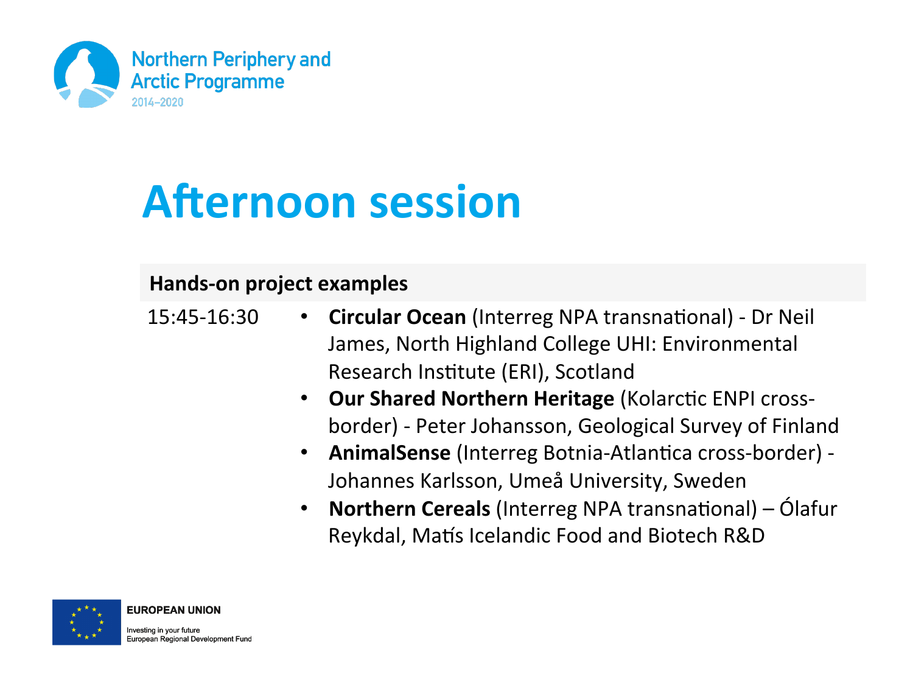# Afternoon session

| Hands-on project examples | |
| --- | --- |
| 15:45-16:30 | • **Circular Ocean** (Interreg NPA transnational) - Dr Neil James, North Highland College UHI: Environmental Research Institute (ERI), Scotland<br>• **Our Shared Northern Heritage** (Kolarctic ENPI cross-border) - Peter Johansson, Geological Survey of Finland<br>• **AnimalSense** (Interreg Botnia-Atlantica cross-border) - Johannes Karlsson, Umeå University, Sweden<br>• **Northern Cereals** (Interreg NPA transnational) – Ólafur Reykdal, Matís Icelandic Food and Biotech R&D |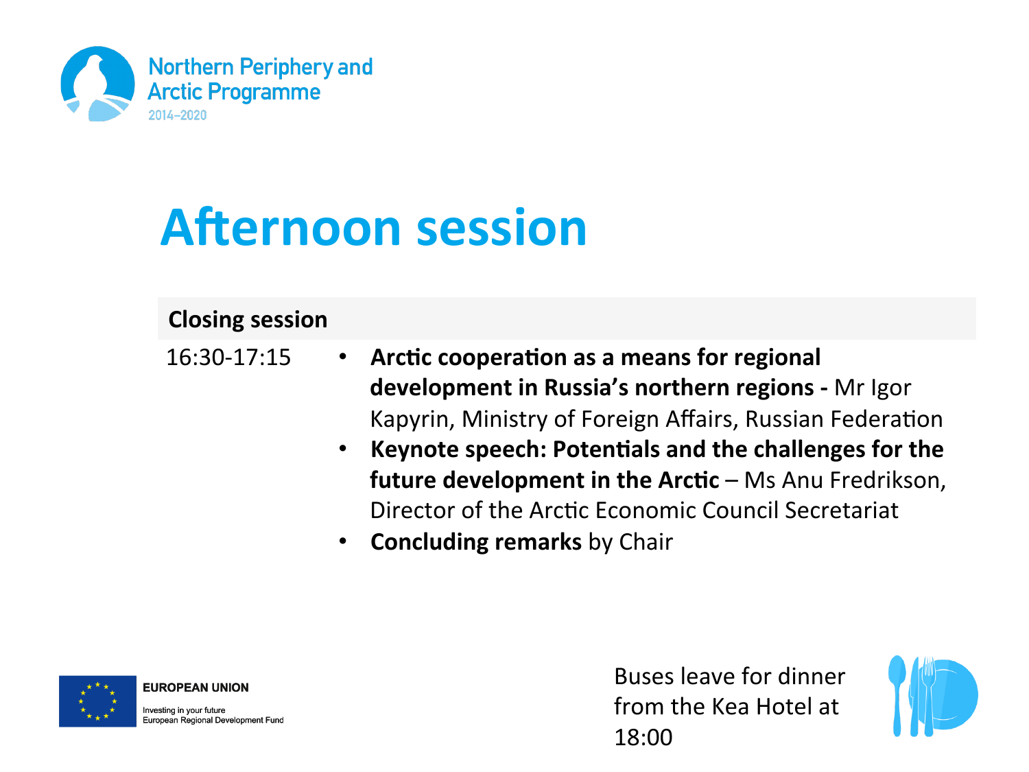Northern Periphery and Arctic Programme 2014–2020

# Afternoon session

| Closing session | |
| --- | --- |
| 16:30-17:15 | • **Arctic cooperation as a means for regional development in Russia's northern regions -** Mr Igor Kapyrin, Ministry of Foreign Affairs, Russian Federation<br>• **Keynote speech: Potentials and the challenges for the future development in the Arctic** – Ms Anu Fredrikson, Director of the Arctic Economic Council Secretariat<br>• **Concluding remarks** by Chair |

EUROPEAN UNION

Investing in your future
European Regional Development Fund

Buses leave for dinner from the Kea Hotel at 18:00